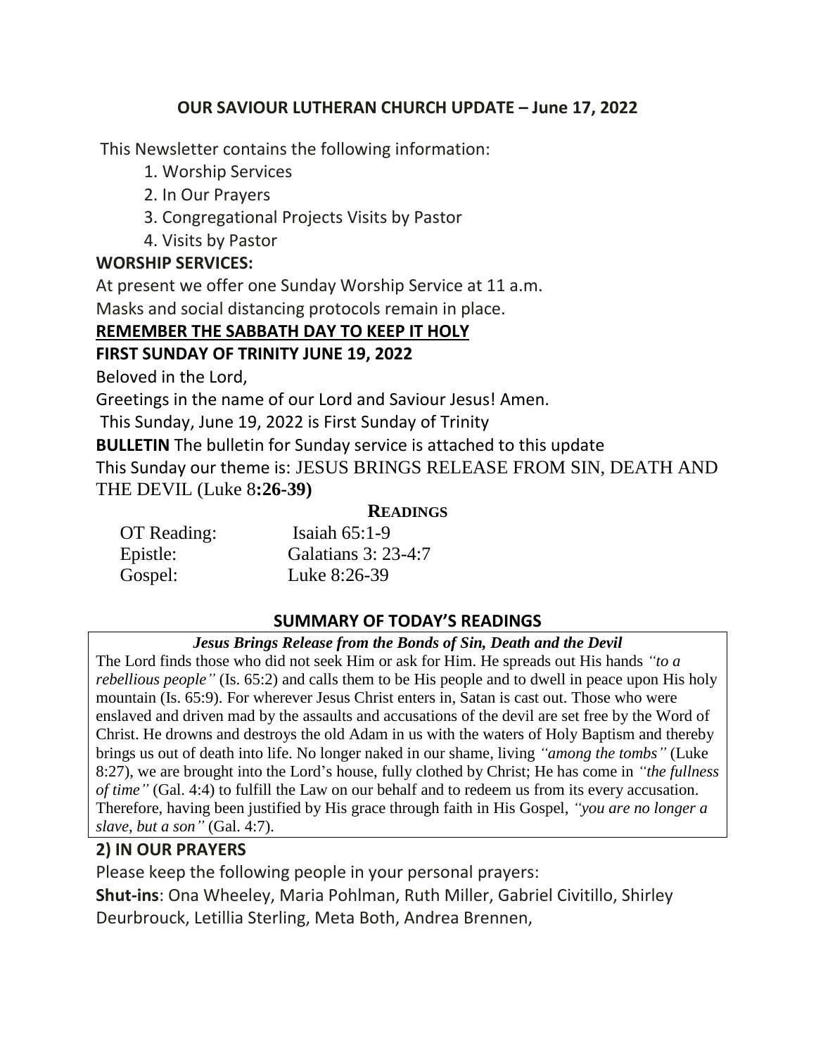## OUR SAVIOUR LUTHERAN CHURCH UPDATE – June 17, 2022

This Newsletter contains the following information:

1. Worship Services
2. In Our Prayers
3. Congregational Projects Visits by Pastor
4. Visits by Pastor

**WORSHIP SERVICES:**

At present we offer one Sunday Worship Service at 11 a.m.

Masks and social distancing protocols remain in place.

**REMEMBER THE SABBATH DAY TO KEEP IT HOLY**

**FIRST SUNDAY OF TRINITY JUNE 19, 2022**

Beloved in the Lord,

Greetings in the name of our Lord and Saviour Jesus! Amen.

This Sunday, June 19, 2022 is First Sunday of Trinity

**BULLETIN** The bulletin for Sunday service is attached to this update

This Sunday our theme is: JESUS BRINGS RELEASE FROM SIN, DEATH AND THE DEVIL (Luke 8**:26-39)**

**READINGS**

| | |
|---|---|
| OT Reading: | Isaiah 65:1-9 |
| Epistle: | Galatians 3: 23-4:7 |
| Gospel: | Luke 8:26-39 |

**SUMMARY OF TODAY'S READINGS**

***Jesus Brings Release from the Bonds of Sin, Death and the Devil***

The Lord finds those who did not seek Him or ask for Him. He spreads out His hands *"to a rebellious people"* (Is. 65:2) and calls them to be His people and to dwell in peace upon His holy mountain (Is. 65:9). For wherever Jesus Christ enters in, Satan is cast out. Those who were enslaved and driven mad by the assaults and accusations of the devil are set free by the Word of Christ. He drowns and destroys the old Adam in us with the waters of Holy Baptism and thereby brings us out of death into life. No longer naked in our shame, living *"among the tombs"* (Luke 8:27), we are brought into the Lord's house, fully clothed by Christ; He has come in *"the fullness of time"* (Gal. 4:4) to fulfill the Law on our behalf and to redeem us from its every accusation. Therefore, having been justified by His grace through faith in His Gospel, *"you are no longer a slave, but a son"* (Gal. 4:7).

**2) IN OUR PRAYERS**

Please keep the following people in your personal prayers:

**Shut-ins**: Ona Wheeley, Maria Pohlman, Ruth Miller, Gabriel Civitillo, Shirley Deurbrouck, Letillia Sterling, Meta Both, Andrea Brennen,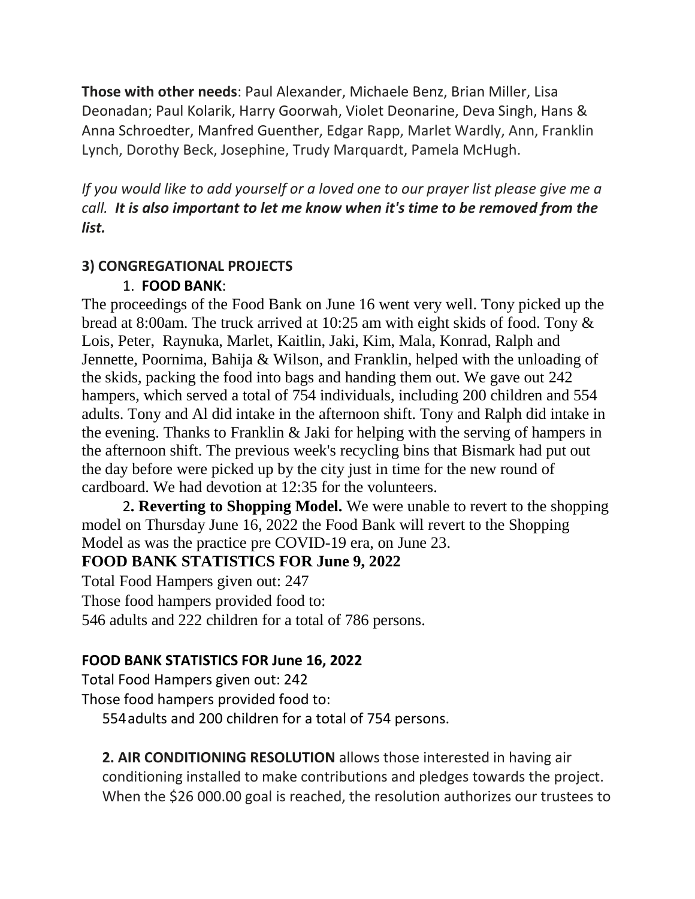**Those with other needs**: Paul Alexander, Michaele Benz, Brian Miller, Lisa Deonadan; Paul Kolarik, Harry Goorwah, Violet Deonarine, Deva Singh, Hans & Anna Schroedter, Manfred Guenther, Edgar Rapp, Marlet Wardly, Ann, Franklin Lynch, Dorothy Beck, Josephine, Trudy Marquardt, Pamela McHugh.

*If you would like to add yourself or a loved one to our prayer list please give me a call.* ***It is also important to let me know when it's time to be removed from the list.***

## 3) CONGREGATIONAL PROJECTS

1. **FOOD BANK**:

The proceedings of the Food Bank on June 16 went very well. Tony picked up the bread at 8:00am. The truck arrived at 10:25 am with eight skids of food. Tony & Lois, Peter, Raynuka, Marlet, Kaitlin, Jaki, Kim, Mala, Konrad, Ralph and Jennette, Poornima, Bahija & Wilson, and Franklin, helped with the unloading of the skids, packing the food into bags and handing them out. We gave out 242 hampers, which served a total of 754 individuals, including 200 children and 554 adults. Tony and Al did intake in the afternoon shift. Tony and Ralph did intake in the evening. Thanks to Franklin & Jaki for helping with the serving of hampers in the afternoon shift. The previous week's recycling bins that Bismark had put out the day before were picked up by the city just in time for the new round of cardboard. We had devotion at 12:35 for the volunteers.

2**. Reverting to Shopping Model.** We were unable to revert to the shopping model on Thursday June 16, 2022 the Food Bank will revert to the Shopping Model as was the practice pre COVID-19 era, on June 23.

**FOOD BANK STATISTICS FOR June 9, 2022**

Total Food Hampers given out: 247

Those food hampers provided food to:

546 adults and 222 children for a total of 786 persons.

**FOOD BANK STATISTICS FOR June 16, 2022**

Total Food Hampers given out: 242

Those food hampers provided food to:

554 adults and 200 children for a total of 754 persons.

**2. AIR CONDITIONING RESOLUTION** allows those interested in having air conditioning installed to make contributions and pledges towards the project. When the $26 000.00 goal is reached, the resolution authorizes our trustees to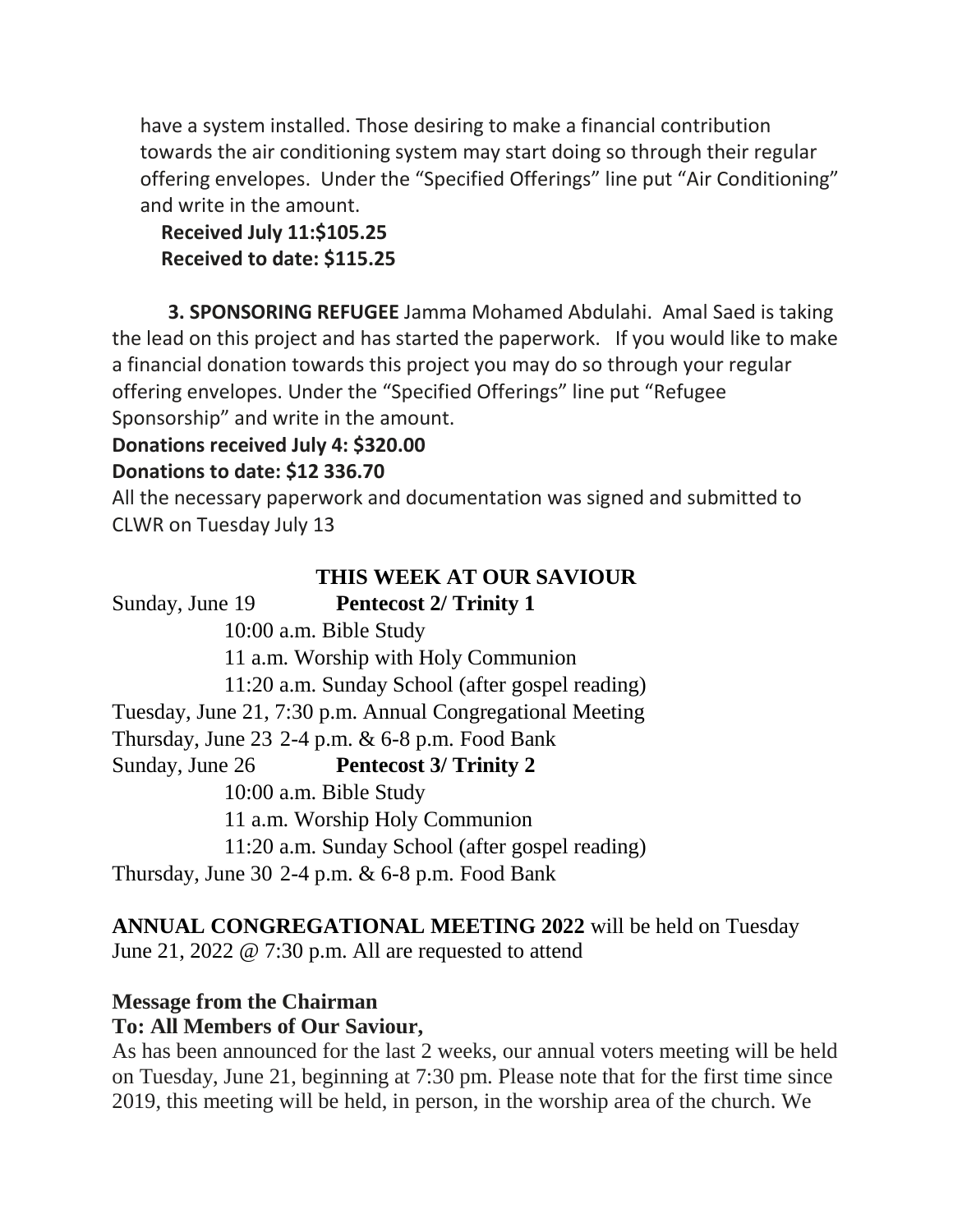have a system installed. Those desiring to make a financial contribution towards the air conditioning system may start doing so through their regular offering envelopes. Under the "Specified Offerings" line put "Air Conditioning" and write in the amount.

**Received July 11:$105.25**
**Received to date: $115.25**

**3. SPONSORING REFUGEE** Jamma Mohamed Abdulahi. Amal Saed is taking the lead on this project and has started the paperwork. If you would like to make a financial donation towards this project you may do so through your regular offering envelopes. Under the "Specified Offerings" line put "Refugee Sponsorship" and write in the amount.

**Donations received July 4: $320.00**
**Donations to date: $12 336.70**

All the necessary paperwork and documentation was signed and submitted to CLWR on Tuesday July 13

## THIS WEEK AT OUR SAVIOUR

Sunday, June 19 **Pentecost 2/ Trinity 1**
10:00 a.m. Bible Study
11 a.m. Worship with Holy Communion
11:20 a.m. Sunday School (after gospel reading)
Tuesday, June 21, 7:30 p.m. Annual Congregational Meeting
Thursday, June 23 2-4 p.m. & 6-8 p.m. Food Bank
Sunday, June 26 **Pentecost 3/ Trinity 2**
10:00 a.m. Bible Study
11 a.m. Worship Holy Communion
11:20 a.m. Sunday School (after gospel reading)
Thursday, June 30 2-4 p.m. & 6-8 p.m. Food Bank

**ANNUAL CONGREGATIONAL MEETING 2022** will be held on Tuesday June 21, 2022 @ 7:30 p.m. All are requested to attend

**Message from the Chairman**
**To: All Members of Our Saviour,**

As has been announced for the last 2 weeks, our annual voters meeting will be held on Tuesday, June 21, beginning at 7:30 pm. Please note that for the first time since 2019, this meeting will be held, in person, in the worship area of the church. We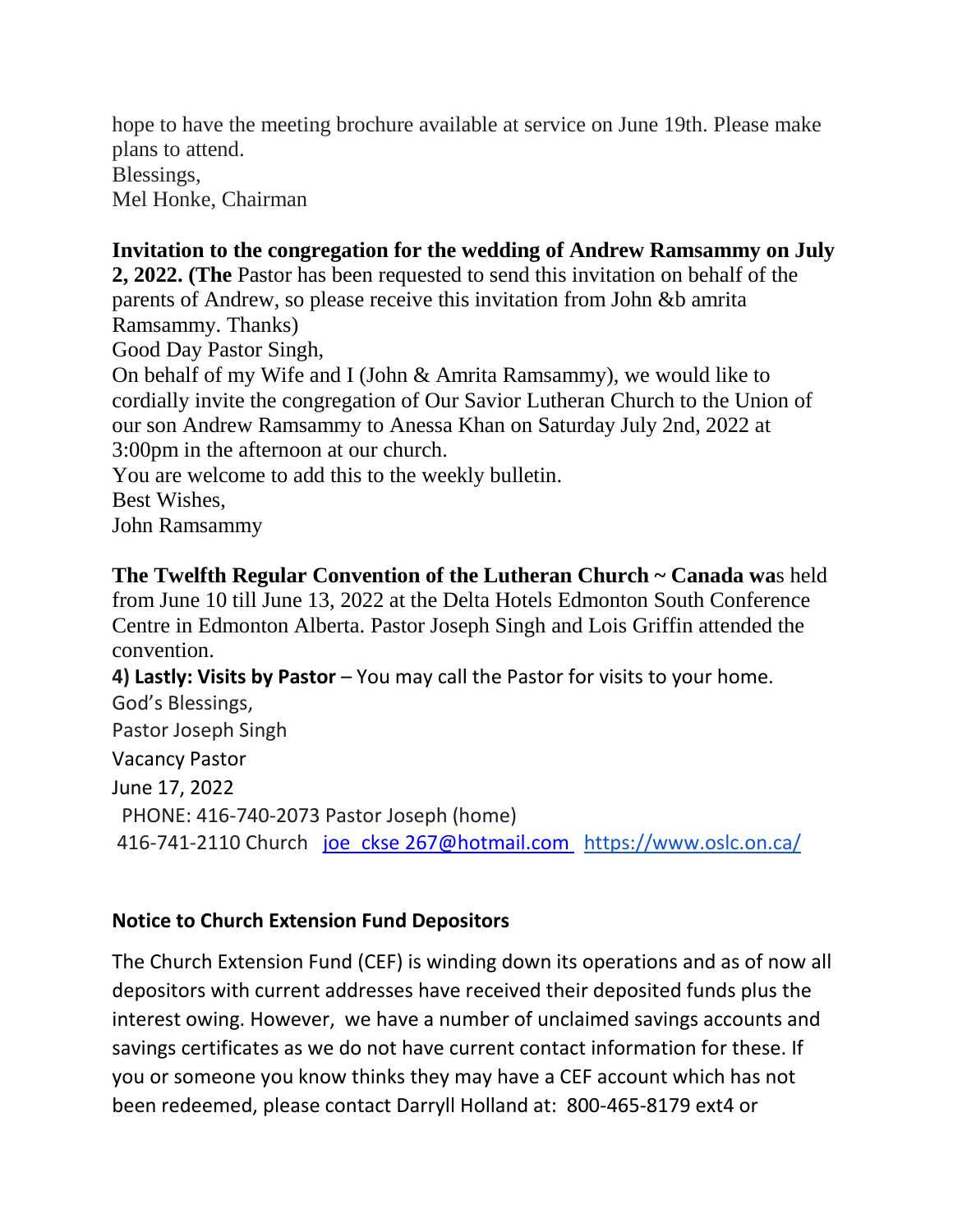hope to have the meeting brochure available at service on June 19th. Please make plans to attend.
Blessings,
Mel Honke, Chairman

**Invitation to the congregation for the wedding of Andrew Ramsammy on July 2, 2022. (The** Pastor has been requested to send this invitation on behalf of the parents of Andrew, so please receive this invitation from John &b amrita Ramsammy. Thanks)
Good Day Pastor Singh,
On behalf of my Wife and I (John & Amrita Ramsammy), we would like to cordially invite the congregation of Our Savior Lutheran Church to the Union of our son Andrew Ramsammy to Anessa Khan on Saturday July 2nd, 2022 at 3:00pm in the afternoon at our church.
You are welcome to add this to the weekly bulletin.
Best Wishes,
John Ramsammy

**The Twelfth Regular Convention of the Lutheran Church ~ Canada wa**s held from June 10 till June 13, 2022 at the Delta Hotels Edmonton South Conference Centre in Edmonton Alberta. Pastor Joseph Singh and Lois Griffin attended the convention.

**4) Lastly: Visits by Pastor** – You may call the Pastor for visits to your home.
God's Blessings,
Pastor Joseph Singh
Vacancy Pastor
June 17, 2022
PHONE: 416-740-2073 Pastor Joseph (home)
416-741-2110 Church joe_ckse 267@hotmail.com https://www.oslc.on.ca/

**Notice to Church Extension Fund Depositors**

The Church Extension Fund (CEF) is winding down its operations and as of now all depositors with current addresses have received their deposited funds plus the interest owing. However, we have a number of unclaimed savings accounts and savings certificates as we do not have current contact information for these. If you or someone you know thinks they may have a CEF account which has not been redeemed, please contact Darryll Holland at: 800-465-8179 ext4 or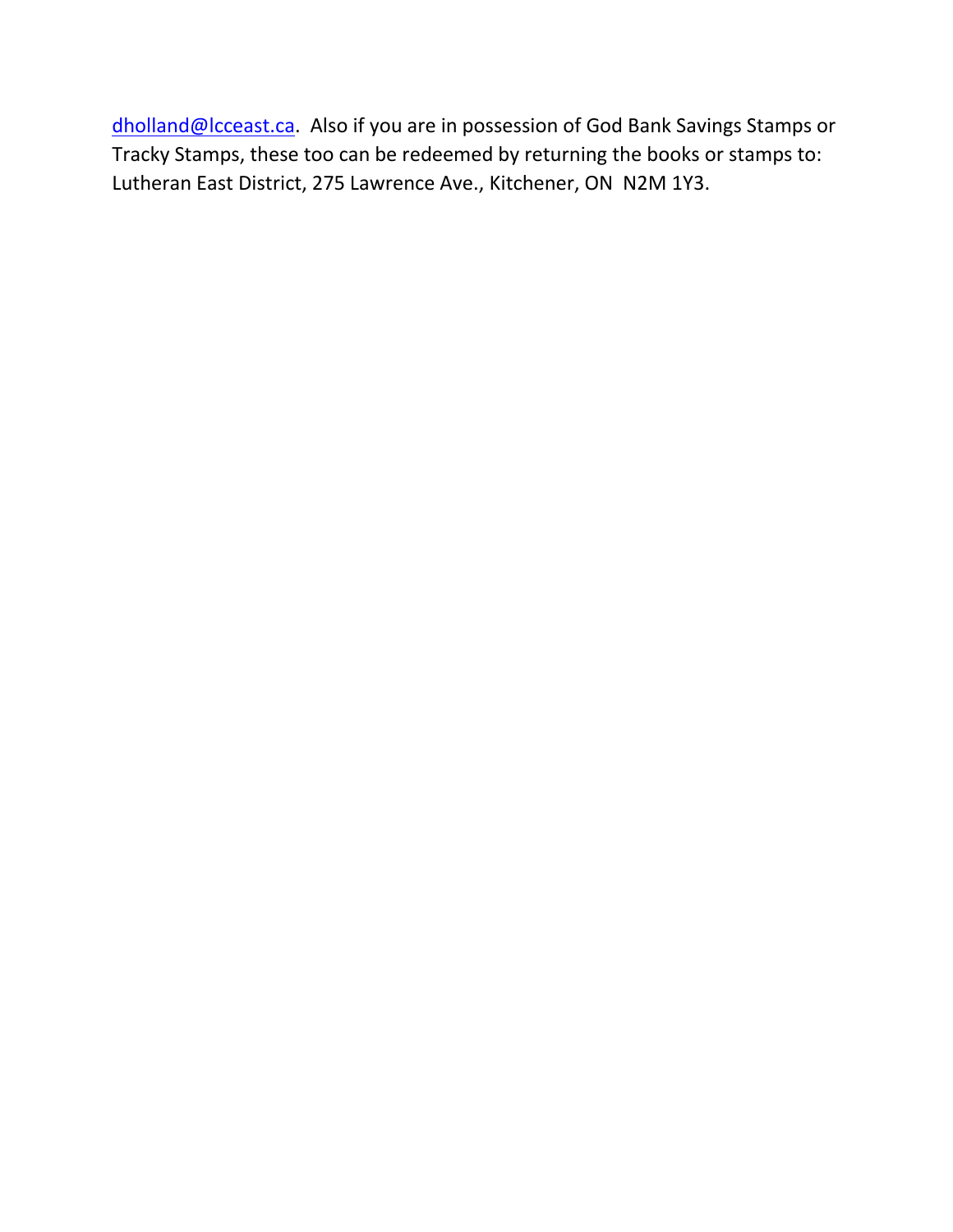dholland@lcceast.ca. Also if you are in possession of God Bank Savings Stamps or Tracky Stamps, these too can be redeemed by returning the books or stamps to: Lutheran East District, 275 Lawrence Ave., Kitchener, ON N2M 1Y3.